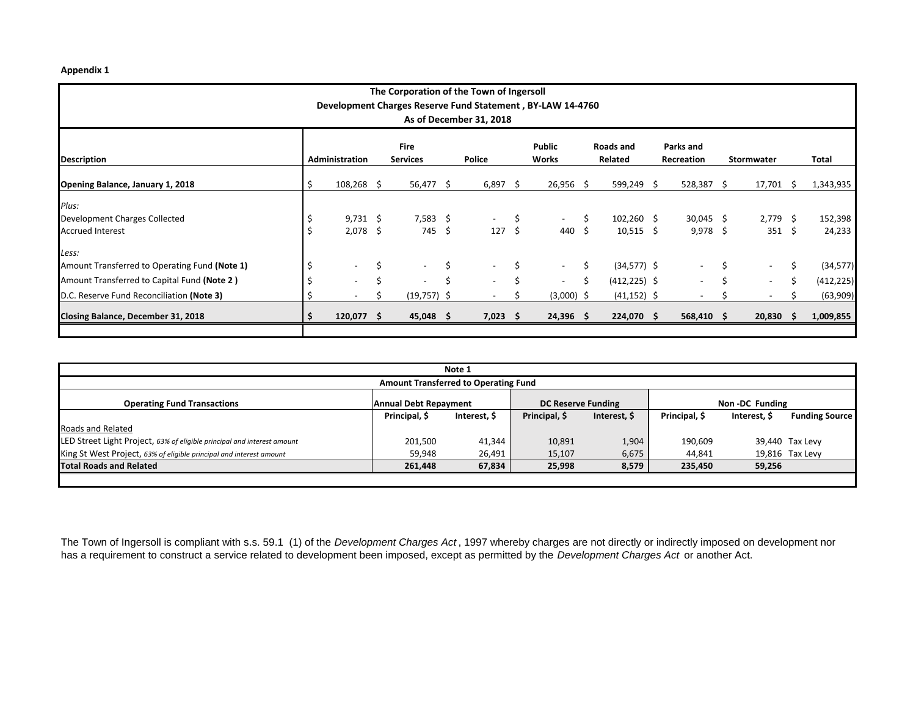**Appendix 1**

**The Corporation of the Town of Ingersoll**
**Development Charges Reserve Fund Statement , BY-LAW 14-4760**
**As of December 31, 2018**

| Description | Administration | Fire Services | Police | Public Works | Roads and Related | Parks and Recreation | Stormwater | Total |
|---|---|---|---|---|---|---|---|---|
| **Opening Balance, January 1, 2018** | $ 108,268 | $ 56,477 | $ 6,897 | $ 26,956 | $ 599,249 | $ 528,387 | $ 17,701 | $ 1,343,935 |
| *Plus:* | | | | | | | | |
| Development Charges Collected | $ 9,731 | $ 7,583 | $ - | $ - | $ 102,260 | $ 30,045 | $ 2,779 | $ 152,398 |
| Accrued Interest | $ 2,078 | $ 745 | $ 127 | $ 440 | $ 10,515 | $ 9,978 | $ 351 | $ 24,233 |
| *Less:* | | | | | | | | |
| Amount Transferred to Operating Fund **(Note 1)** | $ - | $ - | $ - | $ - | $ (34,577) | $ - | $ - | $ (34,577) |
| Amount Transferred to Capital Fund **(Note 2 )** | $ - | $ - | $ - | $ - | $ (412,225) | $ - | $ - | $ (412,225) |
| D.C. Reserve Fund Reconciliation **(Note 3)** | $ - | $ (19,757) | $ - | $ (3,000) | $ (41,152) | $ - | $ - | $ (63,909) |
| **Closing Balance, December 31, 2018** | **$ 120,077** | **$ 45,048** | **$ 7,023** | **$ 24,396** | **$ 224,070** | **$ 568,410** | **$ 20,830** | **$ 1,009,855** |

**Note 1**
**Amount Transferred to Operating Fund**

| Operating Fund Transactions | Annual Debt Repayment | | DC Reserve Funding | | Non -DC Funding | | |
|---|---|---|---|---|---|---|---|
| | Principal, $ | Interest, $ | Principal, $ | Interest, $ | Principal, $ | Interest, $ | Funding Source |
| Roads and Related | | | | | | | |
| LED Street Light Project, *63% of eligible principal and interest amount* | 201,500 | 41,344 | 10,891 | 1,904 | 190,609 | 39,440 | Tax Levy |
| King St West Project, *63% of eligible principal and interest amount* | 59,948 | 26,491 | 15,107 | 6,675 | 44,841 | 19,816 | Tax Levy |
| **Total Roads and Related** | **261,448** | **67,834** | **25,998** | **8,579** | **235,450** | **59,256** | |

The Town of Ingersoll is compliant with s.s. 59.1 (1) of the *Development Charges Act* , 1997 whereby charges are not directly or indirectly imposed on development nor has a requirement to construct a service related to development been imposed, except as permitted by the *Development Charges Act* or another Act.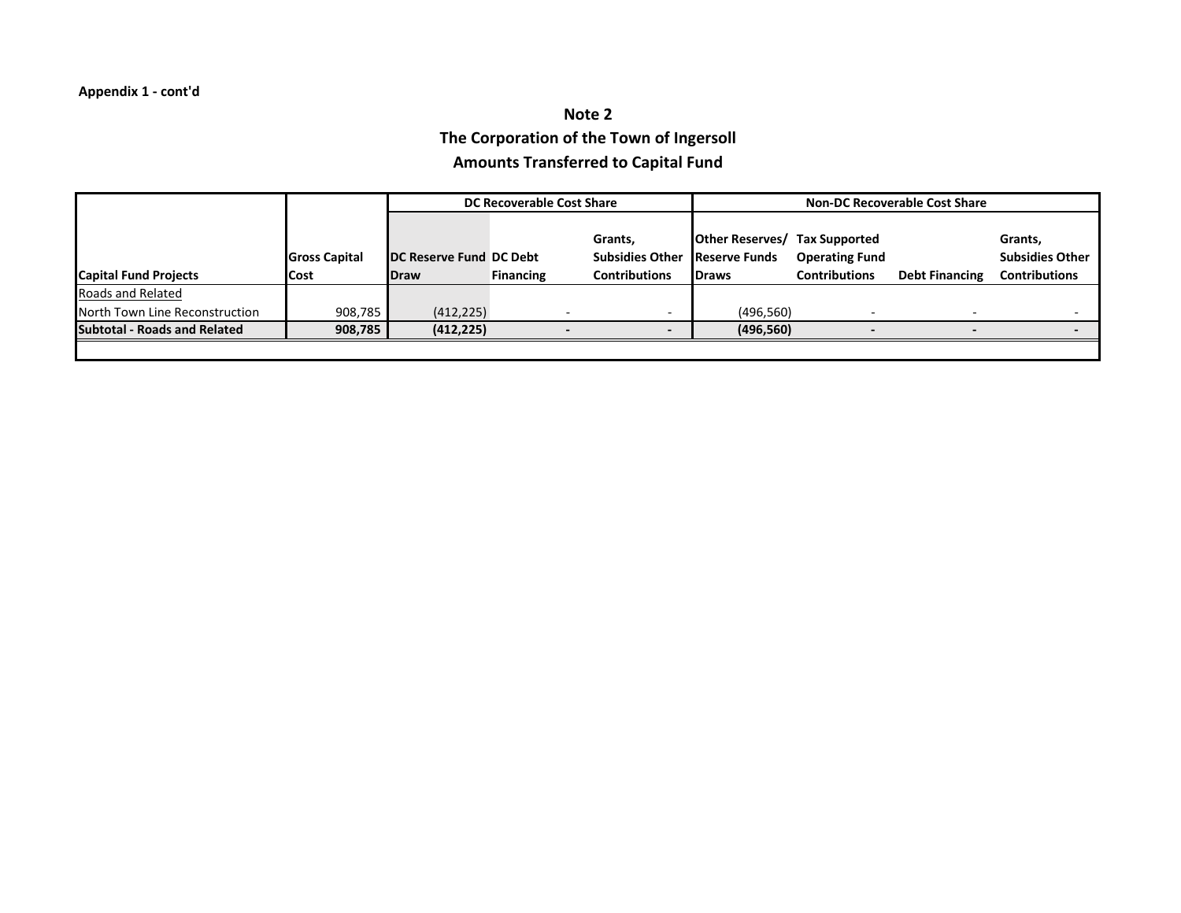Appendix 1 - cont'd

## Note 2
## The Corporation of the Town of Ingersoll
## Amounts Transferred to Capital Fund

| | | DC Recoverable Cost Share | | | Non-DC Recoverable Cost Share | | | |
|---|---|---|---|---|---|---|---|---|
| **Capital Fund Projects** | **Gross Capital Cost** | **DC Reserve Fund Draw** | **DC Debt Financing** | **Grants, Subsidies Other Contributions** | **Other Reserves/ Reserve Funds Draws** | **Tax Supported Operating Fund Contributions** | **Debt Financing** | **Grants, Subsidies Other Contributions** |
| Roads and Related | | | | | | | | |
| North Town Line Reconstruction | 908,785 | (412,225) | - | - | (496,560) | - | - | - |
| **Subtotal - Roads and Related** | **908,785** | **(412,225)** | **-** | **-** | **(496,560)** | **-** | **-** | **-** |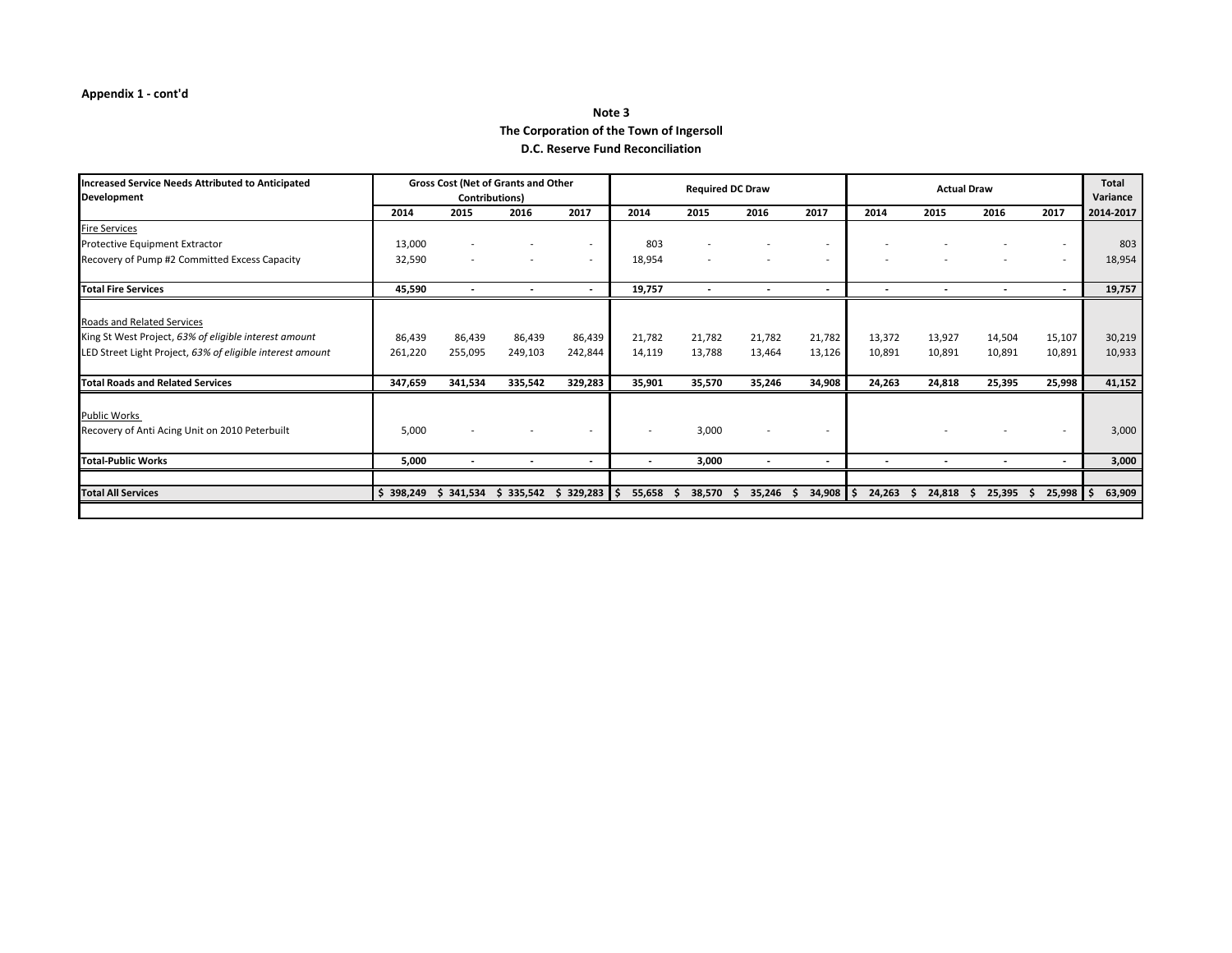**Appendix 1 - cont'd**

**Note 3**
**The Corporation of the Town of Ingersoll**
**D.C. Reserve Fund Reconciliation**

| Increased Service Needs Attributed to Anticipated Development | Gross Cost (Net of Grants and Other Contributions) | | | | Required DC Draw | | | | Actual Draw | | | | Total Variance |
|---|---|---|---|---|---|---|---|---|---|---|---|---|---|
| | 2014 | 2015 | 2016 | 2017 | 2014 | 2015 | 2016 | 2017 | 2014 | 2015 | 2016 | 2017 | 2014-2017 |
| Fire Services | | | | | | | | | | | | | |
| Protective Equipment Extractor | 13,000 | - | - | - | 803 | - | - | - | - | - | - | - | 803 |
| Recovery of Pump #2 Committed Excess Capacity | 32,590 | - | - | - | 18,954 | - | - | - | - | - | - | - | 18,954 |
| **Total Fire Services** | **45,590** | **-** | **-** | **-** | **19,757** | **-** | **-** | **-** | **-** | **-** | **-** | **-** | **19,757** |
| Roads and Related Services | | | | | | | | | | | | | |
| King St West Project, *63% of eligible interest amount* | 86,439 | 86,439 | 86,439 | 86,439 | 21,782 | 21,782 | 21,782 | 21,782 | 13,372 | 13,927 | 14,504 | 15,107 | 30,219 |
| LED Street Light Project, *63% of eligible interest amount* | 261,220 | 255,095 | 249,103 | 242,844 | 14,119 | 13,788 | 13,464 | 13,126 | 10,891 | 10,891 | 10,891 | 10,891 | 10,933 |
| **Total Roads and Related Services** | **347,659** | **341,534** | **335,542** | **329,283** | **35,901** | **35,570** | **35,246** | **34,908** | **24,263** | **24,818** | **25,395** | **25,998** | **41,152** |
| Public Works | | | | | | | | | | | | | |
| Recovery of Anti Acing Unit on 2010 Peterbuilt | 5,000 | - | - | - | - | 3,000 | - | - | | - | - | - | 3,000 |
| **Total-Public Works** | **5,000** | **-** | **-** | **-** | **-** | **3,000** | **-** | **-** | **-** | **-** | **-** | **-** | **3,000** |
| **Total All Services** | **$ 398,249** | **$ 341,534** | **$ 335,542** | **$ 329,283** | **$ 55,658** | **$ 38,570** | **$ 35,246** | **$ 34,908** | **$ 24,263** | **$ 24,818** | **$ 25,395** | **$ 25,998** | **$ 63,909** |